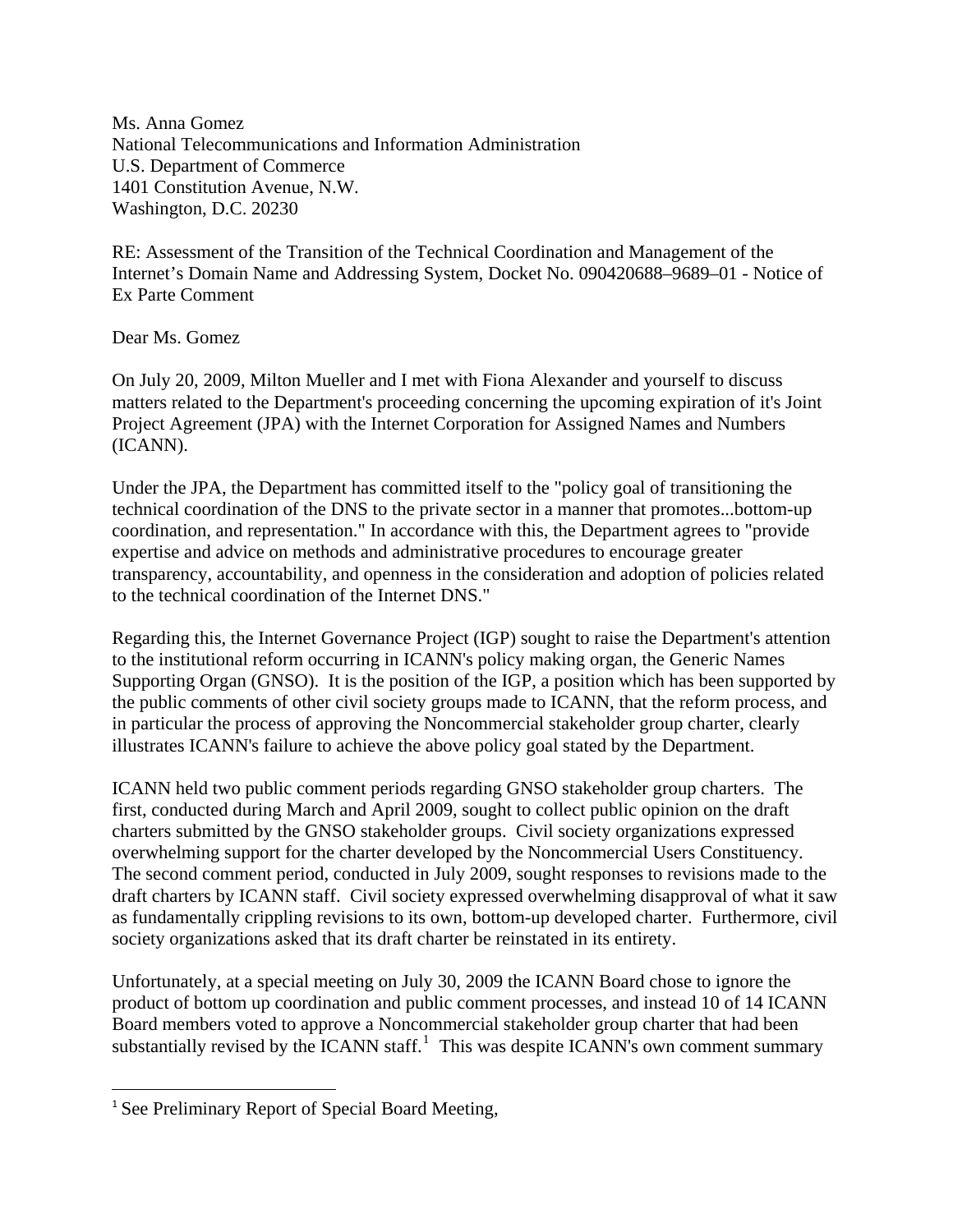Ms. Anna Gomez
National Telecommunications and Information Administration
U.S. Department of Commerce
1401 Constitution Avenue, N.W.
Washington, D.C. 20230

RE: Assessment of the Transition of the Technical Coordination and Management of the Internet's Domain Name and Addressing System, Docket No. 090420688–9689–01 - Notice of Ex Parte Comment

Dear Ms. Gomez

On July 20, 2009, Milton Mueller and I met with Fiona Alexander and yourself to discuss matters related to the Department's proceeding concerning the upcoming expiration of it's Joint Project Agreement (JPA) with the Internet Corporation for Assigned Names and Numbers (ICANN).

Under the JPA, the Department has committed itself to the "policy goal of transitioning the technical coordination of the DNS to the private sector in a manner that promotes...bottom-up coordination, and representation." In accordance with this, the Department agrees to "provide expertise and advice on methods and administrative procedures to encourage greater transparency, accountability, and openness in the consideration and adoption of policies related to the technical coordination of the Internet DNS."

Regarding this, the Internet Governance Project (IGP) sought to raise the Department's attention to the institutional reform occurring in ICANN's policy making organ, the Generic Names Supporting Organ (GNSO). It is the position of the IGP, a position which has been supported by the public comments of other civil society groups made to ICANN, that the reform process, and in particular the process of approving the Noncommercial stakeholder group charter, clearly illustrates ICANN's failure to achieve the above policy goal stated by the Department.

ICANN held two public comment periods regarding GNSO stakeholder group charters. The first, conducted during March and April 2009, sought to collect public opinion on the draft charters submitted by the GNSO stakeholder groups. Civil society organizations expressed overwhelming support for the charter developed by the Noncommercial Users Constituency. The second comment period, conducted in July 2009, sought responses to revisions made to the draft charters by ICANN staff. Civil society expressed overwhelming disapproval of what it saw as fundamentally crippling revisions to its own, bottom-up developed charter. Furthermore, civil society organizations asked that its draft charter be reinstated in its entirety.

Unfortunately, at a special meeting on July 30, 2009 the ICANN Board chose to ignore the product of bottom up coordination and public comment processes, and instead 10 of 14 ICANN Board members voted to approve a Noncommercial stakeholder group charter that had been substantially revised by the ICANN staff.[1] This was despite ICANN's own comment summary

[1] See Preliminary Report of Special Board Meeting,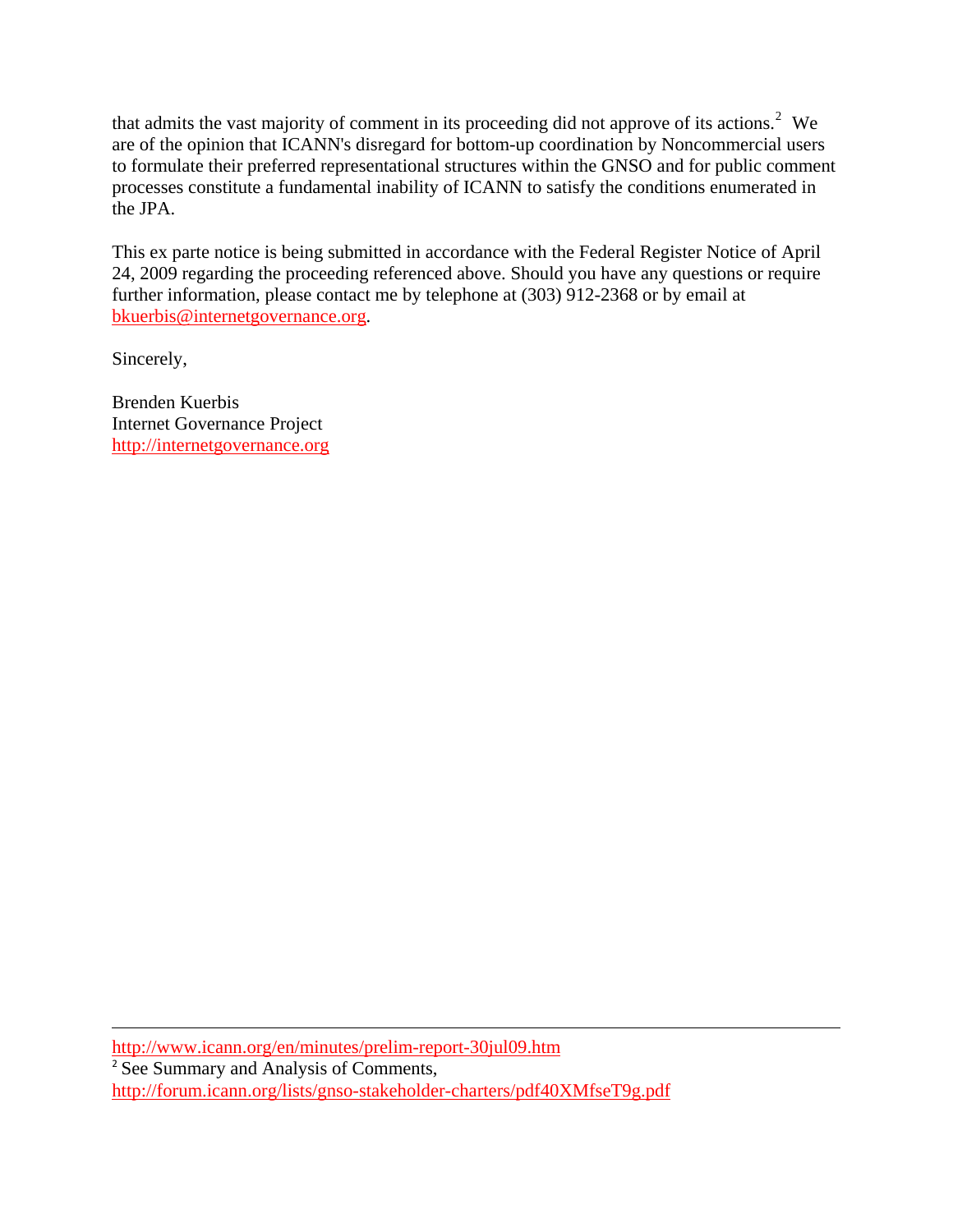that admits the vast majority of comment in its proceeding did not approve of its actions.[2] We are of the opinion that ICANN's disregard for bottom-up coordination by Noncommercial users to formulate their preferred representational structures within the GNSO and for public comment processes constitute a fundamental inability of ICANN to satisfy the conditions enumerated in the JPA.

This ex parte notice is being submitted in accordance with the Federal Register Notice of April 24, 2009 regarding the proceeding referenced above. Should you have any questions or require further information, please contact me by telephone at (303) 912-2368 or by email at bkuerbis@internetgovernance.org.

Sincerely,

Brenden Kuerbis
Internet Governance Project
http://internetgovernance.org

---

http://www.icann.org/en/minutes/prelim-report-30jul09.htm

[2] See Summary and Analysis of Comments, http://forum.icann.org/lists/gnso-stakeholder-charters/pdf40XMfseT9g.pdf